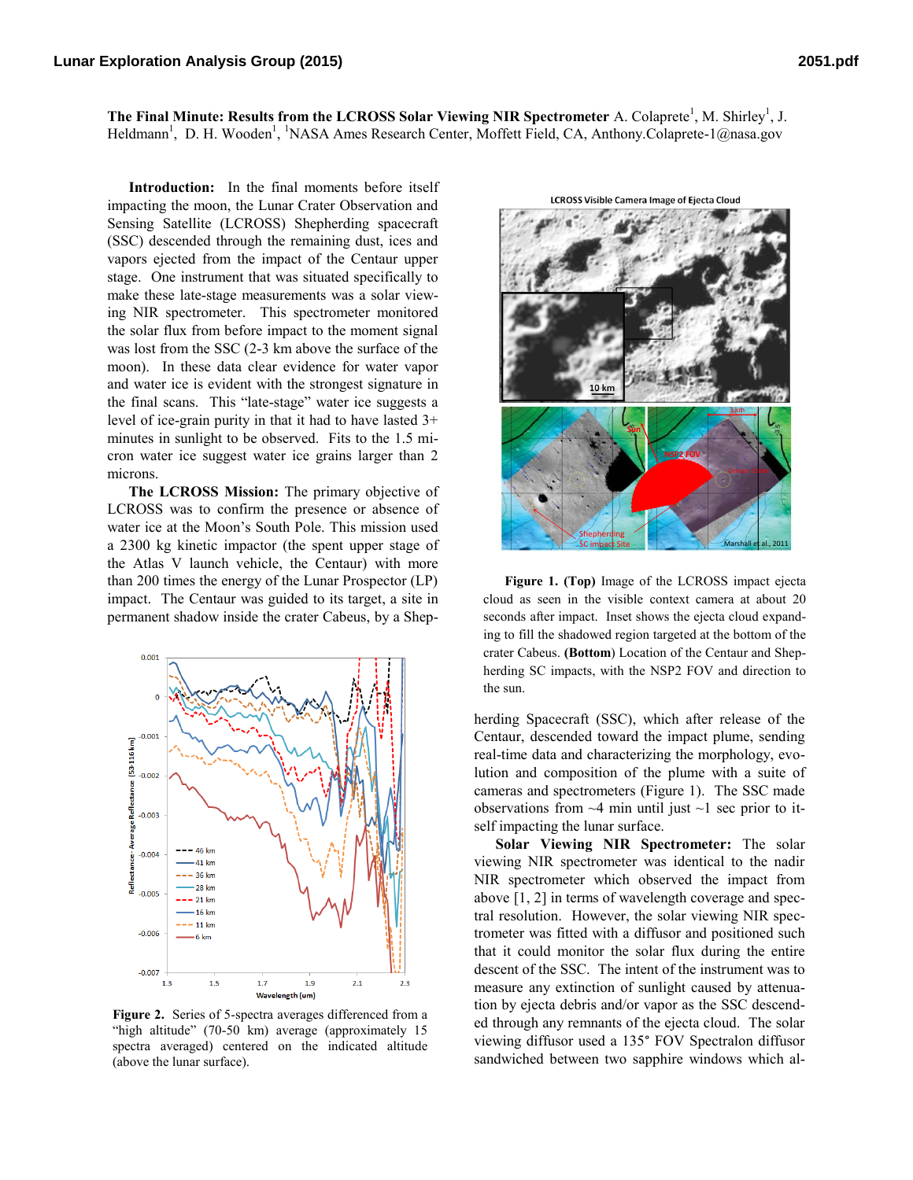**The Final Minute: Results from the LCROSS Solar Viewing NIR Spectrometer** A. Colaprete[1], M. Shirley[1], J. Heldmann[1], D. H. Wooden[1], [1]NASA Ames Research Center, Moffett Field, CA, Anthony.Colaprete-1@nasa.gov

**Introduction:** In the final moments before itself impacting the moon, the Lunar Crater Observation and Sensing Satellite (LCROSS) Shepherding spacecraft (SSC) descended through the remaining dust, ices and vapors ejected from the impact of the Centaur upper stage. One instrument that was situated specifically to make these late-stage measurements was a solar viewing NIR spectrometer. This spectrometer monitored the solar flux from before impact to the moment signal was lost from the SSC (2-3 km above the surface of the moon). In these data clear evidence for water vapor and water ice is evident with the strongest signature in the final scans. This "late-stage" water ice suggests a level of ice-grain purity in that it had to have lasted 3+ minutes in sunlight to be observed. Fits to the 1.5 micron water ice suggest water ice grains larger than 2 microns.

**The LCROSS Mission:** The primary objective of LCROSS was to confirm the presence or absence of water ice at the Moon's South Pole. This mission used a 2300 kg kinetic impactor (the spent upper stage of the Atlas V launch vehicle, the Centaur) with more than 200 times the energy of the Lunar Prospector (LP) impact. The Centaur was guided to its target, a site in permanent shadow inside the crater Cabeus, by a Shepherding Spacecraft (SSC), which after release of the Centaur, descended toward the impact plume, sending real-time data and characterizing the morphology, evolution and composition of the plume with a suite of cameras and spectrometers (Figure 1). The SSC made observations from ~4 min until just ~1 sec prior to itself impacting the lunar surface.

**Figure 2.** Series of 5-spectra averages differenced from a "high altitude" (70-50 km) average (approximately 15 spectra averaged) centered on the indicated altitude (above the lunar surface).

**Figure 1. (Top)** Image of the LCROSS impact ejecta cloud as seen in the visible context camera at about 20 seconds after impact. Inset shows the ejecta cloud expanding to fill the shadowed region targeted at the bottom of the crater Cabeus. **(Bottom)** Location of the Centaur and Shepherding SC impacts, with the NSP2 FOV and direction to the sun.

**Solar Viewing NIR Spectrometer:** The solar viewing NIR spectrometer was identical to the nadir NIR spectrometer which observed the impact from above [1, 2] in terms of wavelength coverage and spectral resolution. However, the solar viewing NIR spectrometer was fitted with a diffusor and positioned such that it could monitor the solar flux during the entire descent of the SSC. The intent of the instrument was to measure any extinction of sunlight caused by attenuation by ejecta debris and/or vapor as the SSC descended through any remnants of the ejecta cloud. The solar viewing diffusor used a 135° FOV Spectralon diffusor sandwiched between two sapphire windows which al-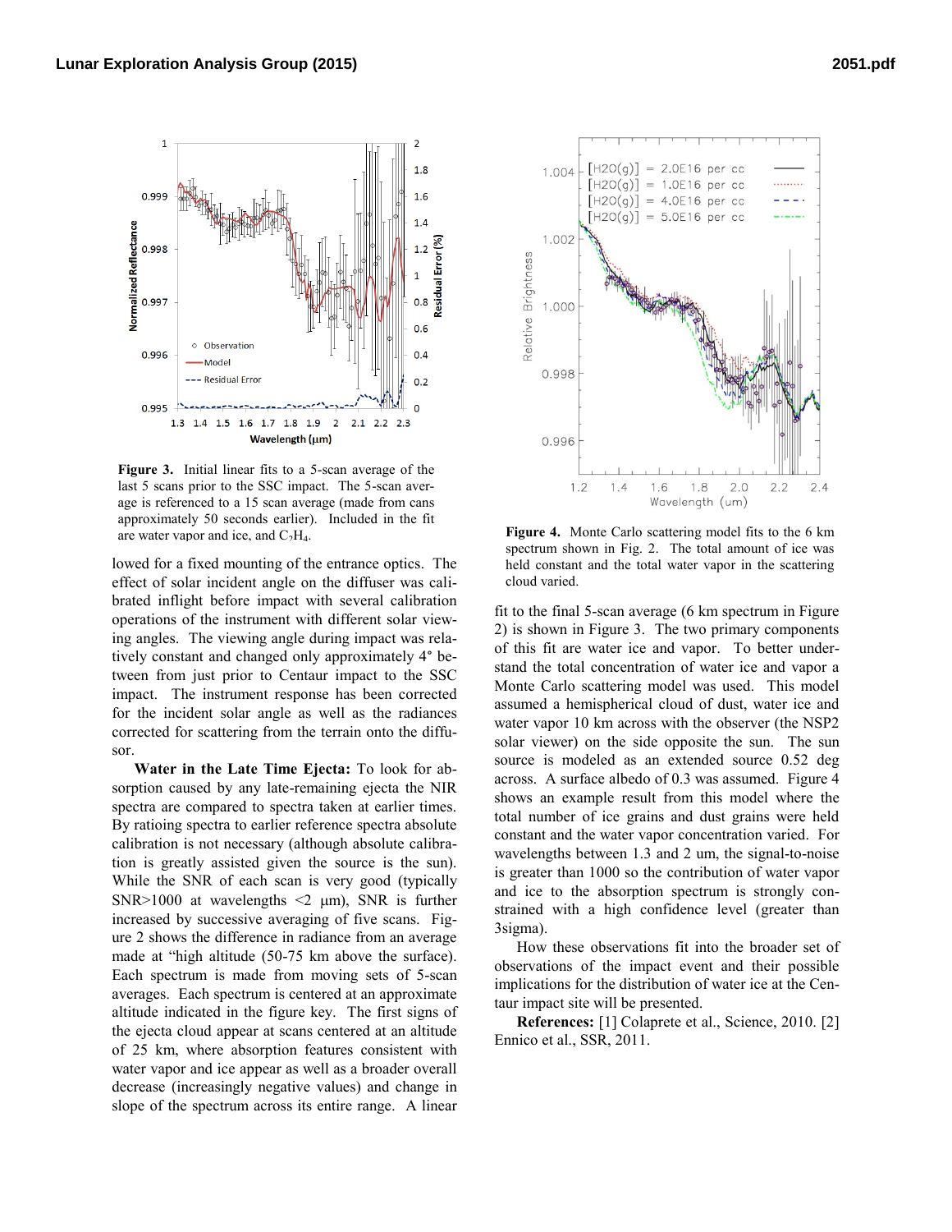1
0.999
0.998
0.997
0.996
0.995

2
1.8
1.6
1.4
1.2
1
0.8
0.6
0.4
0.2
0

Normalized Reflectance

Residual Error (%)

Observation
Model
Residual Error

1.3 1.4 1.5 1.6 1.7 1.8 1.9 2 2.1 2.2 2.3

Wavelength (μm)

**Figure 3.** Initial linear fits to a 5-scan average of the last 5 scans prior to the SSC impact. The 5-scan average is referenced to a 15 scan average (made from cans approximately 50 seconds earlier). Included in the fit are water vapor and ice, and $C_2H_4$.

lowed for a fixed mounting of the entrance optics. The effect of solar incident angle on the diffuser was calibrated inflight before impact with several calibration operations of the instrument with different solar viewing angles. The viewing angle during impact was relatively constant and changed only approximately 4° between from just prior to Centaur impact to the SSC impact. The instrument response has been corrected for the incident solar angle as well as the radiances corrected for scattering from the terrain onto the diffusor.

**Water in the Late Time Ejecta:** To look for absorption caused by any late-remaining ejecta the NIR spectra are compared to spectra taken at earlier times. By ratioing spectra to earlier reference spectra absolute calibration is not necessary (although absolute calibration is greatly assisted given the source is the sun). While the SNR of each scan is very good (typically SNR>1000 at wavelengths <2 μm), SNR is further increased by successive averaging of five scans. Figure 2 shows the difference in radiance from an average made at "high altitude (50-75 km above the surface). Each spectrum is made from moving sets of 5-scan averages. Each spectrum is centered at an approximate altitude indicated in the figure key. The first signs of the ejecta cloud appear at scans centered at an altitude of 25 km, where absorption features consistent with water vapor and ice appear as well as a broader overall decrease (increasingly negative values) and change in slope of the spectrum across its entire range. A linear

1.004
1.002
1.000
0.998
0.996

[H2O(g)] = 2.0E16 per cc
[H2O(g)] = 1.0E16 per cc
[H2O(g)] = 4.0E16 per cc
[H2O(g)] = 5.0E16 per cc

Relative Brightness

1.2 1.4 1.6 1.8 2.0 2.2 2.4

Wavelength (um)

**Figure 4.** Monte Carlo scattering model fits to the 6 km spectrum shown in Fig. 2. The total amount of ice was held constant and the total water vapor in the scattering cloud varied.

fit to the final 5-scan average (6 km spectrum in Figure 2) is shown in Figure 3. The two primary components of this fit are water ice and vapor. To better understand the total concentration of water ice and vapor a Monte Carlo scattering model was used. This model assumed a hemispherical cloud of dust, water ice and water vapor 10 km across with the observer (the NSP2 solar viewer) on the side opposite the sun. The sun source is modeled as an extended source 0.52 deg across. A surface albedo of 0.3 was assumed. Figure 4 shows an example result from this model where the total number of ice grains and dust grains were held constant and the water vapor concentration varied. For wavelengths between 1.3 and 2 um, the signal-to-noise is greater than 1000 so the contribution of water vapor and ice to the absorption spectrum is strongly constrained with a high confidence level (greater than 3sigma).

How these observations fit into the broader set of observations of the impact event and their possible implications for the distribution of water ice at the Centaur impact site will be presented.

**References:** [1] Colaprete et al., Science, 2010. [2] Ennico et al., SSR, 2011.